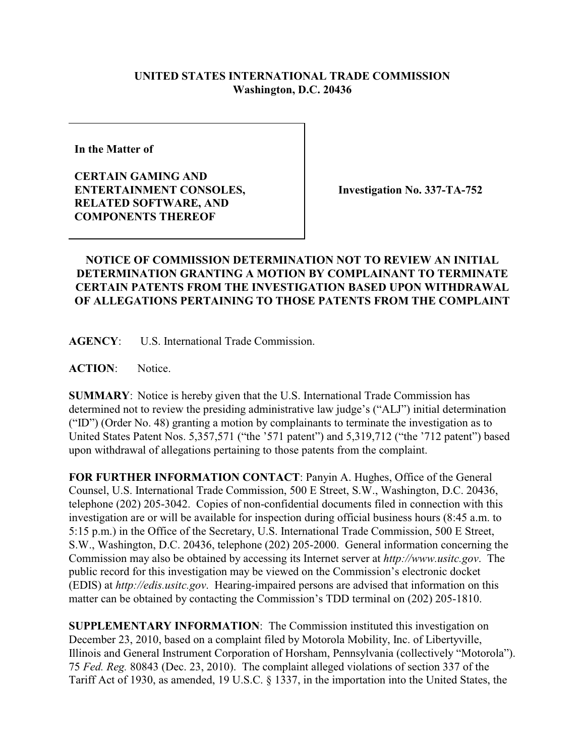**UNITED STATES INTERNATIONAL TRADE COMMISSION**
**Washington, D.C. 20436**

**In the Matter of**

**CERTAIN GAMING AND ENTERTAINMENT CONSOLES, RELATED SOFTWARE, AND COMPONENTS THEREOF**

**Investigation No. 337-TA-752**

**NOTICE OF COMMISSION DETERMINATION NOT TO REVIEW AN INITIAL DETERMINATION GRANTING A MOTION BY COMPLAINANT TO TERMINATE CERTAIN PATENTS FROM THE INVESTIGATION BASED UPON WITHDRAWAL OF ALLEGATIONS PERTAINING TO THOSE PATENTS FROM THE COMPLAINT**

**AGENCY**: U.S. International Trade Commission.

**ACTION**: Notice.

**SUMMARY**: Notice is hereby given that the U.S. International Trade Commission has determined not to review the presiding administrative law judge's ("ALJ") initial determination ("ID") (Order No. 48) granting a motion by complainants to terminate the investigation as to United States Patent Nos. 5,357,571 ("the '571 patent") and 5,319,712 ("the '712 patent") based upon withdrawal of allegations pertaining to those patents from the complaint.

**FOR FURTHER INFORMATION CONTACT**: Panyin A. Hughes, Office of the General Counsel, U.S. International Trade Commission, 500 E Street, S.W., Washington, D.C. 20436, telephone (202) 205-3042. Copies of non-confidential documents filed in connection with this investigation are or will be available for inspection during official business hours (8:45 a.m. to 5:15 p.m.) in the Office of the Secretary, U.S. International Trade Commission, 500 E Street, S.W., Washington, D.C. 20436, telephone (202) 205-2000. General information concerning the Commission may also be obtained by accessing its Internet server at *http://www.usitc.gov*. The public record for this investigation may be viewed on the Commission's electronic docket (EDIS) at *http://edis.usitc.gov*. Hearing-impaired persons are advised that information on this matter can be obtained by contacting the Commission's TDD terminal on (202) 205-1810.

**SUPPLEMENTARY INFORMATION**: The Commission instituted this investigation on December 23, 2010, based on a complaint filed by Motorola Mobility, Inc. of Libertyville, Illinois and General Instrument Corporation of Horsham, Pennsylvania (collectively "Motorola"). 75 *Fed. Reg.* 80843 (Dec. 23, 2010). The complaint alleged violations of section 337 of the Tariff Act of 1930, as amended, 19 U.S.C. § 1337, in the importation into the United States, the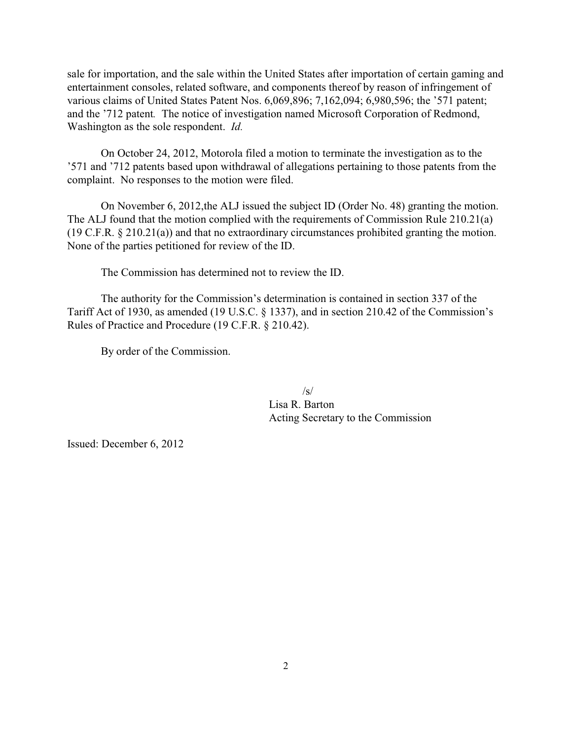sale for importation, and the sale within the United States after importation of certain gaming and entertainment consoles, related software, and components thereof by reason of infringement of various claims of United States Patent Nos. 6,069,896; 7,162,094; 6,980,596; the '571 patent; and the '712 patent. The notice of investigation named Microsoft Corporation of Redmond, Washington as the sole respondent. *Id.*

On October 24, 2012, Motorola filed a motion to terminate the investigation as to the '571 and '712 patents based upon withdrawal of allegations pertaining to those patents from the complaint. No responses to the motion were filed.

On November 6, 2012,the ALJ issued the subject ID (Order No. 48) granting the motion. The ALJ found that the motion complied with the requirements of Commission Rule 210.21(a) (19 C.F.R. § 210.21(a)) and that no extraordinary circumstances prohibited granting the motion. None of the parties petitioned for review of the ID.

The Commission has determined not to review the ID.

The authority for the Commission's determination is contained in section 337 of the Tariff Act of 1930, as amended (19 U.S.C. § 1337), and in section 210.42 of the Commission's Rules of Practice and Procedure (19 C.F.R. § 210.42).

By order of the Commission.

/s/
Lisa R. Barton
Acting Secretary to the Commission

Issued: December 6, 2012